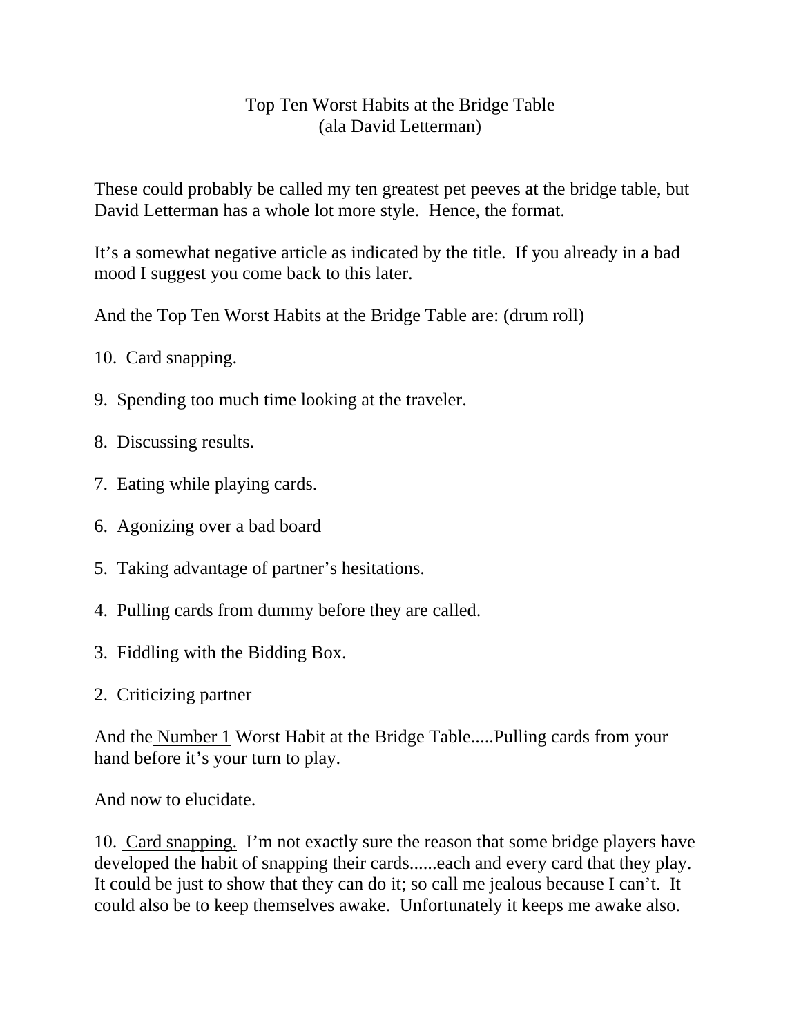# Top Ten Worst Habits at the Bridge Table
## (ala David Letterman)

These could probably be called my ten greatest pet peeves at the bridge table, but David Letterman has a whole lot more style. Hence, the format.

It's a somewhat negative article as indicated by the title. If you already in a bad mood I suggest you come back to this later.

And the Top Ten Worst Habits at the Bridge Table are: (drum roll)

10. Card snapping.

9. Spending too much time looking at the traveler.

8. Discussing results.

7. Eating while playing cards.

6. Agonizing over a bad board

5. Taking advantage of partner's hesitations.

4. Pulling cards from dummy before they are called.

3. Fiddling with the Bidding Box.

2. Criticizing partner

And the <u>Number 1</u> Worst Habit at the Bridge Table.....Pulling cards from your hand before it's your turn to play.

And now to elucidate.

10. <u>Card snapping.</u> I'm not exactly sure the reason that some bridge players have developed the habit of snapping their cards......each and every card that they play. It could be just to show that they can do it; so call me jealous because I can't. It could also be to keep themselves awake. Unfortunately it keeps me awake also.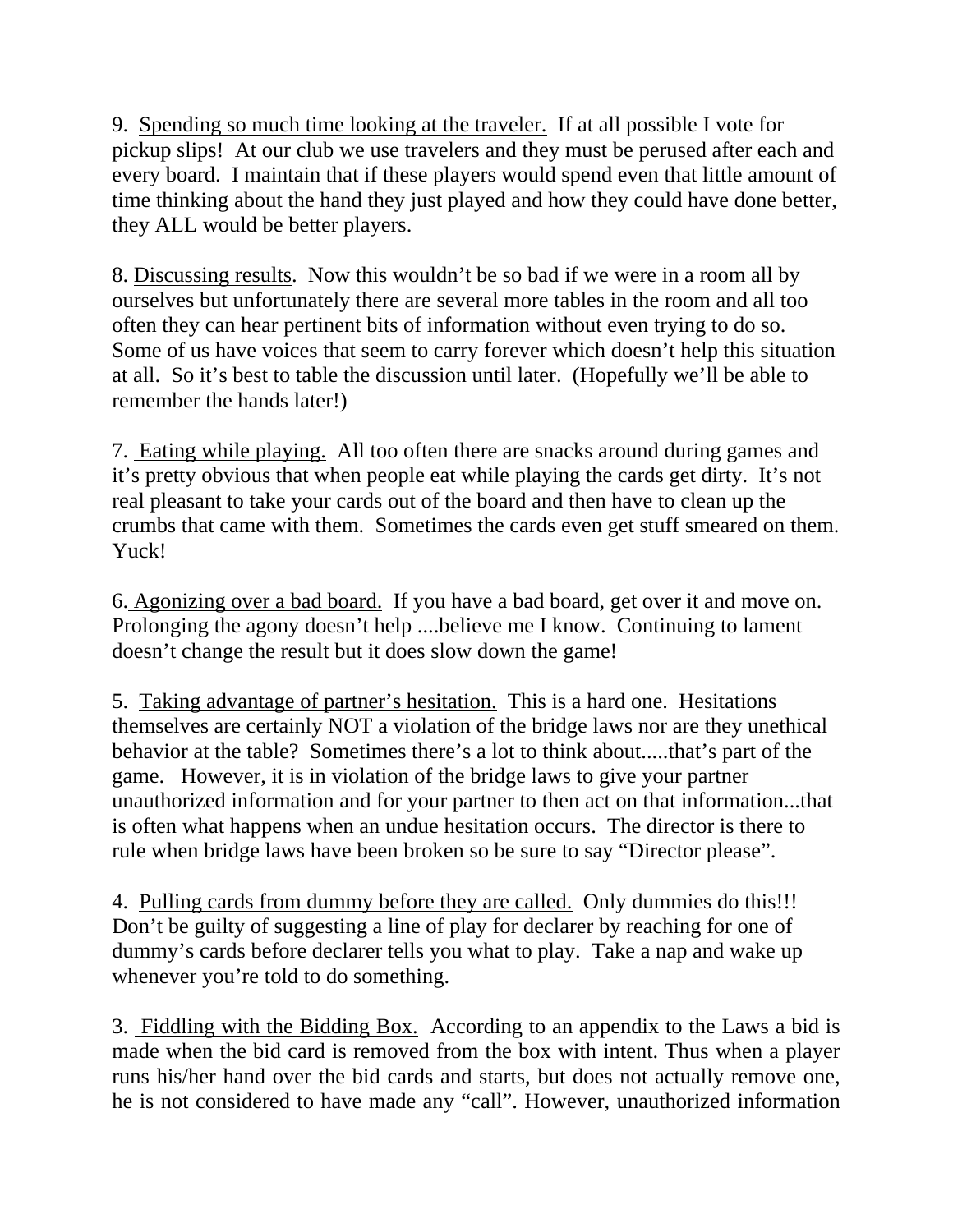9. <u>Spending so much time looking at the traveler.</u> If at all possible I vote for pickup slips! At our club we use travelers and they must be perused after each and every board. I maintain that if these players would spend even that little amount of time thinking about the hand they just played and how they could have done better, they ALL would be better players.

8. <u>Discussing results</u>. Now this wouldn't be so bad if we were in a room all by ourselves but unfortunately there are several more tables in the room and all too often they can hear pertinent bits of information without even trying to do so. Some of us have voices that seem to carry forever which doesn't help this situation at all. So it's best to table the discussion until later. (Hopefully we'll be able to remember the hands later!)

7. <u>Eating while playing.</u> All too often there are snacks around during games and it's pretty obvious that when people eat while playing the cards get dirty. It's not real pleasant to take your cards out of the board and then have to clean up the crumbs that came with them. Sometimes the cards even get stuff smeared on them. Yuck!

6. <u>Agonizing over a bad board.</u> If you have a bad board, get over it and move on. Prolonging the agony doesn't help ....believe me I know. Continuing to lament doesn't change the result but it does slow down the game!

5. <u>Taking advantage of partner's hesitation.</u> This is a hard one. Hesitations themselves are certainly NOT a violation of the bridge laws nor are they unethical behavior at the table? Sometimes there's a lot to think about.....that's part of the game. However, it is in violation of the bridge laws to give your partner unauthorized information and for your partner to then act on that information...that is often what happens when an undue hesitation occurs. The director is there to rule when bridge laws have been broken so be sure to say "Director please".

4. <u>Pulling cards from dummy before they are called.</u> Only dummies do this!!! Don't be guilty of suggesting a line of play for declarer by reaching for one of dummy's cards before declarer tells you what to play. Take a nap and wake up whenever you're told to do something.

3. <u>Fiddling with the Bidding Box.</u> According to an appendix to the Laws a bid is made when the bid card is removed from the box with intent. Thus when a player runs his/her hand over the bid cards and starts, but does not actually remove one, he is not considered to have made any "call". However, unauthorized information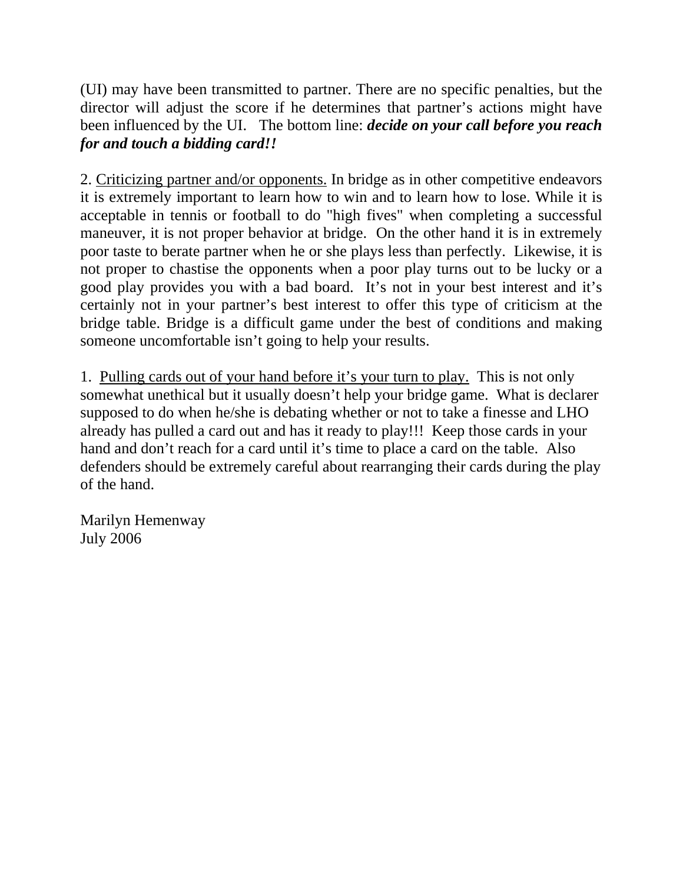(UI) may have been transmitted to partner. There are no specific penalties, but the director will adjust the score if he determines that partner's actions might have been influenced by the UI. The bottom line: ***decide on your call before you reach for and touch a bidding card!!***

2. <u>Criticizing partner and/or opponents.</u> In bridge as in other competitive endeavors it is extremely important to learn how to win and to learn how to lose. While it is acceptable in tennis or football to do "high fives" when completing a successful maneuver, it is not proper behavior at bridge. On the other hand it is in extremely poor taste to berate partner when he or she plays less than perfectly. Likewise, it is not proper to chastise the opponents when a poor play turns out to be lucky or a good play provides you with a bad board. It's not in your best interest and it's certainly not in your partner's best interest to offer this type of criticism at the bridge table. Bridge is a difficult game under the best of conditions and making someone uncomfortable isn't going to help your results.

1. <u>Pulling cards out of your hand before it's your turn to play.</u> This is not only somewhat unethical but it usually doesn't help your bridge game. What is declarer supposed to do when he/she is debating whether or not to take a finesse and LHO already has pulled a card out and has it ready to play!!! Keep those cards in your hand and don't reach for a card until it's time to place a card on the table. Also defenders should be extremely careful about rearranging their cards during the play of the hand.

Marilyn Hemenway
July 2006